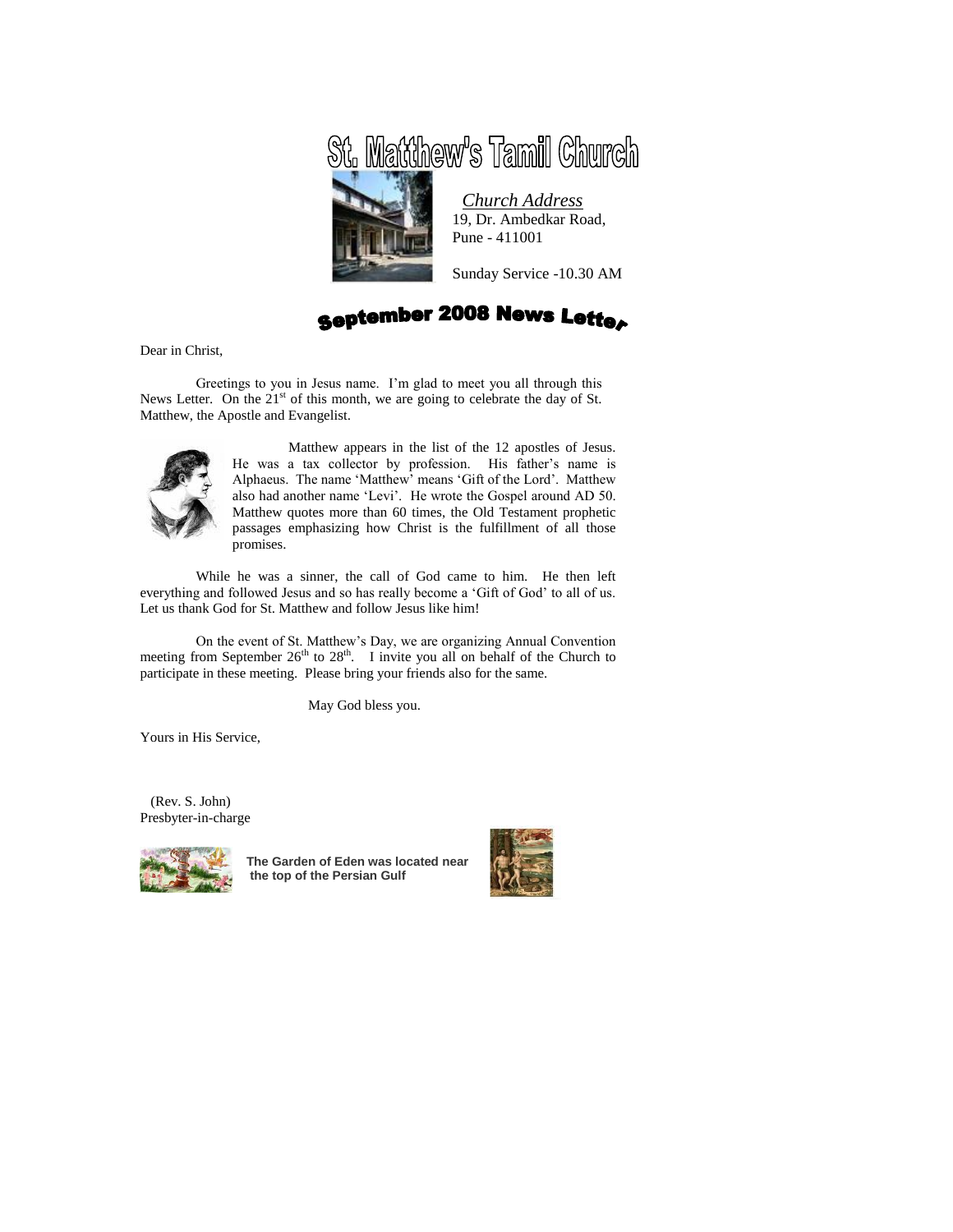# St. Matthew's Tamil Church

*Church Address*
19, Dr. Ambedkar Road,
Pune - 411001

Sunday Service -10.30 AM

## September 2008 News Letter

Dear in Christ,

Greetings to you in Jesus name. I'm glad to meet you all through this News Letter. On the 21st of this month, we are going to celebrate the day of St. Matthew, the Apostle and Evangelist.

Matthew appears in the list of the 12 apostles of Jesus. He was a tax collector by profession. His father's name is Alphaeus. The name 'Matthew' means 'Gift of the Lord'. Matthew also had another name 'Levi'. He wrote the Gospel around AD 50. Matthew quotes more than 60 times, the Old Testament prophetic passages emphasizing how Christ is the fulfillment of all those promises.

While he was a sinner, the call of God came to him. He then left everything and followed Jesus and so has really become a 'Gift of God' to all of us. Let us thank God for St. Matthew and follow Jesus like him!

On the event of St. Matthew's Day, we are organizing Annual Convention meeting from September 26th to 28th. I invite you all on behalf of the Church to participate in these meeting. Please bring your friends also for the same.

May God bless you.

Yours in His Service,

(Rev. S. John)
Presbyter-in-charge

**The Garden of Eden was located near the top of the Persian Gulf**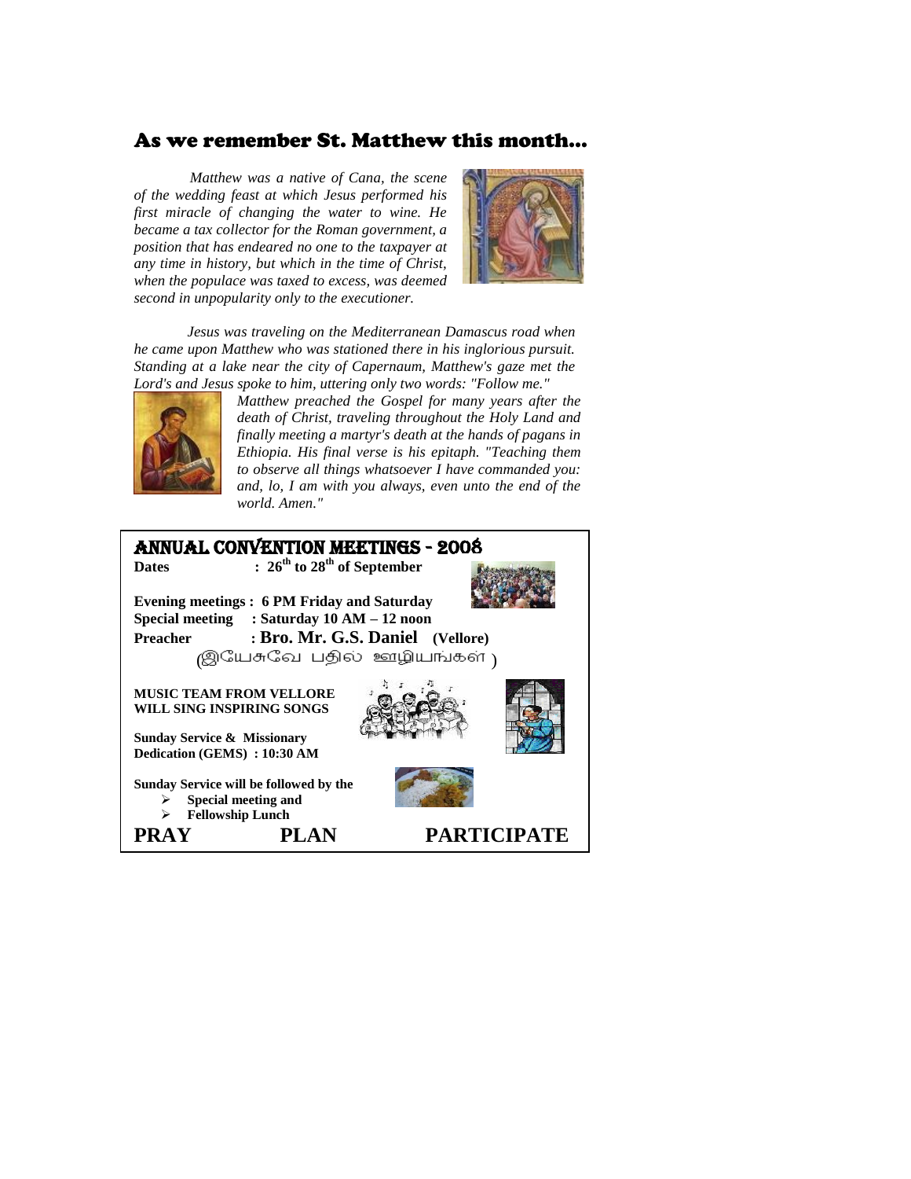## As we remember St. Matthew this month…

*Matthew was a native of Cana, the scene of the wedding feast at which Jesus performed his first miracle of changing the water to wine. He became a tax collector for the Roman government, a position that has endeared no one to the taxpayer at any time in history, but which in the time of Christ, when the populace was taxed to excess, was deemed second in unpopularity only to the executioner.*

*Jesus was traveling on the Mediterranean Damascus road when he came upon Matthew who was stationed there in his inglorious pursuit. Standing at a lake near the city of Capernaum, Matthew's gaze met the Lord's and Jesus spoke to him, uttering only two words: "Follow me." Matthew preached the Gospel for many years after the death of Christ, traveling throughout the Holy Land and finally meeting a martyr's death at the hands of pagans in Ethiopia. His final verse is his epitaph. "Teaching them to observe all things whatsoever I have commanded you: and, lo, I am with you always, even unto the end of the world. Amen."*

## ANNUAL CONVENTION MEETINGS - 2008

**Dates : 26th to 28th of September**

**Evening meetings : 6 PM Friday and Saturday**
**Special meeting : Saturday 10 AM – 12 noon**
**Preacher : Bro. Mr. G.S. Daniel (Vellore)**
(இயேசுவே பதில் ஊழியங்கள்)

**MUSIC TEAM FROM VELLORE WILL SING INSPIRING SONGS**

**Sunday Service & Missionary Dedication (GEMS) : 10:30 AM**

**Sunday Service will be followed by the**

- **Special meeting and**
- **Fellowship Lunch**

**PRAY PLAN PARTICIPATE**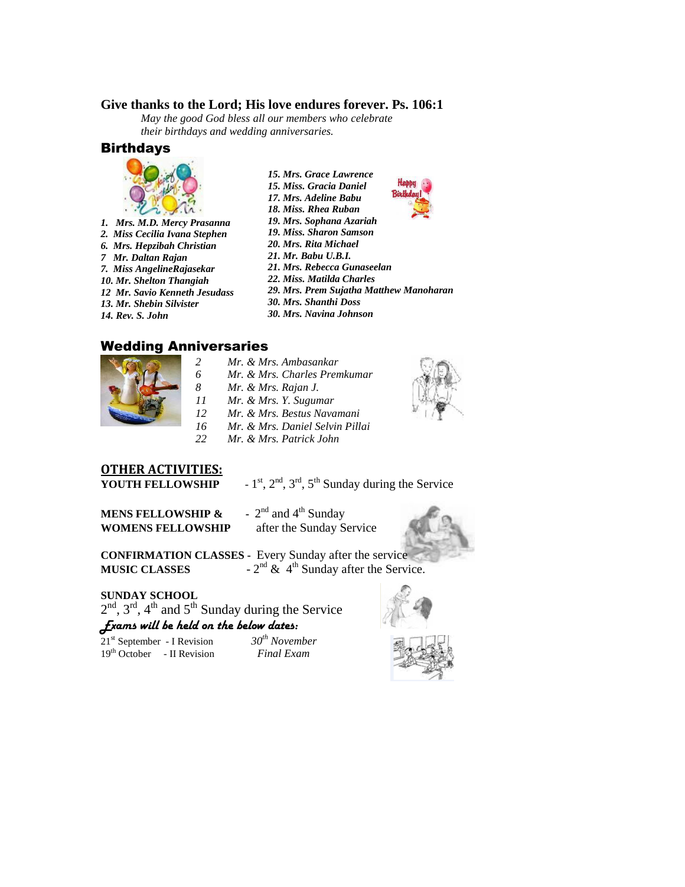**Give thanks to the Lord; His love endures forever. Ps. 106:1**

*May the good God bless all our members who celebrate their birthdays and wedding anniversaries.*

## Birthdays

***1. Mrs. M.D. Mercy Prasanna***
***2. Miss Cecilia Ivana Stephen***
***6. Mrs. Hepzibah Christian***
***7 Mr. Daltan Rajan***
***7. Miss AngelineRajasekar***
***10. Mr. Shelton Thangiah***
***12 Mr. Savio Kenneth Jesudass***
***13. Mr. Shebin Silvister***
***14. Rev. S. John***
***15. Mrs. Grace Lawrence***
***15. Miss. Gracia Daniel***
***17. Mrs. Adeline Babu***
***18. Miss. Rhea Ruban***
***19. Mrs. Sophana Azariah***
***19. Miss. Sharon Samson***
***20. Mrs. Rita Michael***
***21. Mr. Babu U.B.I.***
***21. Mrs. Rebecca Gunaseelan***
***22. Miss. Matilda Charles***
***29. Mrs. Prem Sujatha Matthew Manoharan***
***30. Mrs. Shanthi Doss***
***30. Mrs. Navina Johnson***

## Wedding Anniversaries

*2 Mr. & Mrs. Ambasankar*
*6 Mr. & Mrs. Charles Premkumar*
*8 Mr. & Mrs. Rajan J.*
*11 Mr. & Mrs. Y. Sugumar*
*12 Mr. & Mrs. Bestus Navamani*
*16 Mr. & Mrs. Daniel Selvin Pillai*
*22 Mr. & Mrs. Patrick John*

## OTHER ACTIVITIES:

**YOUTH FELLOWSHIP** - 1st, 2nd, 3rd, 5th Sunday during the Service

**MENS FELLOWSHIP & WOMENS FELLOWSHIP** - 2nd and 4th Sunday after the Sunday Service

**CONFIRMATION CLASSES** - Every Sunday after the service

**MUSIC CLASSES** - 2nd & 4th Sunday after the Service.

**SUNDAY SCHOOL**
2nd, 3rd, 4th and 5th Sunday during the Service

***Exams will be held on the below dates:***

21st September - I Revision
19th October - II Revision
*30th November Final Exam*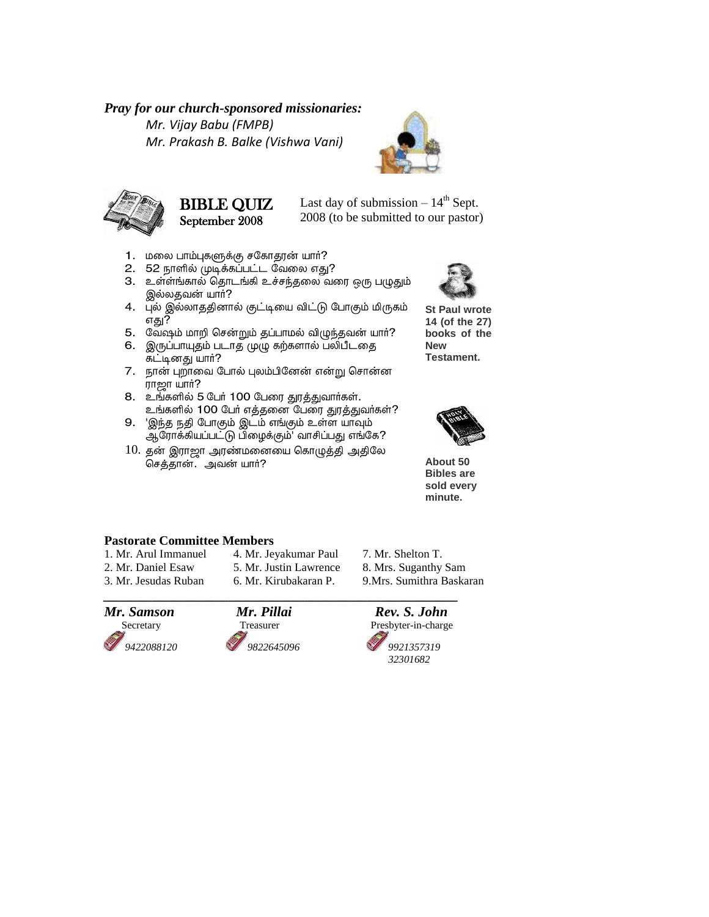***Pray for our church-sponsored missionaries:***

*Mr. Vijay Babu (FMPB)*

*Mr. Prakash B. Balke (Vishwa Vani)*

## BIBLE QUIZ

September 2008

Last day of submission – 14th Sept. 2008 (to be submitted to our pastor)

1. மலை பாம்புகளுக்கு சகோதரன் யார்?
2. 52 நாளில் முடிக்கப்பட்ட வேலை எது?
3. உள்ளங்கால் தொடங்கி உச்சந்தலை வரை ஒரு பழுதும் இல்லதவன் யார்?
4. புல் இல்லாததினால் குட்டியை விட்டு போகும் மிருகம் எது?
5. வேஷம் மாறி சென்றும் தப்பாமல் விழுந்தவன் யார்?
6. இருப்பாயுதம் படாத முழு கற்களால் பலிபீடதை கட்டினது யார்?
7. நான் புறாவை போல் புலம்பினேன் என்று சொன்ன ராஜா யார்?
8. உங்களில் 5 பேர் 100 பேரை துரத்துவார்கள். உங்களில் 100 பேர் எத்தனை பேரை துரத்துவர்கள்?
9. 'இந்த நதி போகும் இடம் எங்கும் உள்ள யாவும் ஆரோக்கியப்பட்டு பிழைக்கும்' வாசிப்பது எங்கே?
10. தன் இராஜா அரண்மனையை கொழுத்தி அதிலே செத்தான். அவன் யார்?

**St Paul wrote 14 (of the 27) books of the New Testament.**

**About 50 Bibles are sold every minute.**

**Pastorate Committee Members**

| | | |
|---|---|---|
| 1. Mr. Arul Immanuel | 4. Mr. Jeyakumar Paul | 7. Mr. Shelton T. |
| 2. Mr. Daniel Esaw | 5. Mr. Justin Lawrence | 8. Mrs. Suganthy Sam |
| 3. Mr. Jesudas Ruban | 6. Mr. Kirubakaran P. | 9.Mrs. Sumithra Baskaran |

| | | |
|---|---|---|
| ***Mr. Samson*** | ***Mr. Pillai*** | ***Rev. S. John*** |
| Secretary | Treasurer | Presbyter-in-charge |
| *9422088120* | *9822645096* | *9921357319* *32301682* |